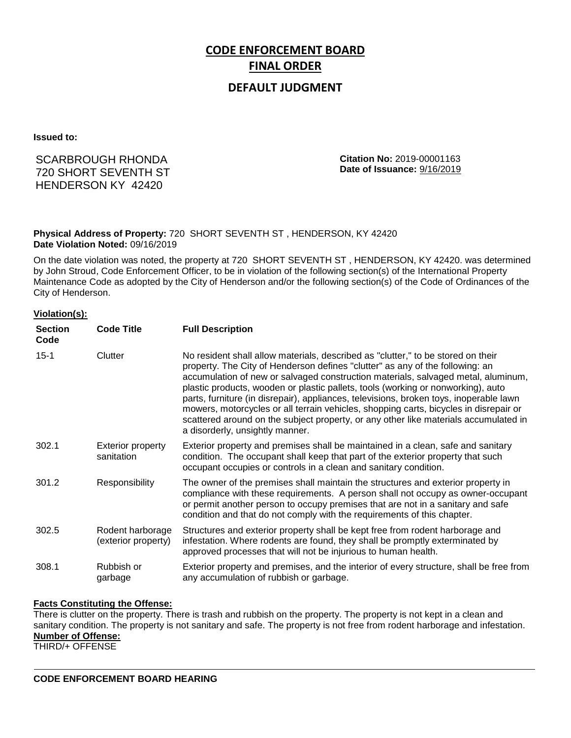# CODE ENFORCEMENT BOARD
# FINAL ORDER
## DEFAULT JUDGMENT

**Issued to:**

SCARBROUGH RHONDA
720 SHORT SEVENTH ST
HENDERSON KY 42420

**Citation No:** 2019-00001163
**Date of Issuance:** 9/16/2019

**Physical Address of Property:** 720 SHORT SEVENTH ST , HENDERSON, KY 42420
**Date Violation Noted:** 09/16/2019

On the date violation was noted, the property at 720 SHORT SEVENTH ST , HENDERSON, KY 42420. was determined by John Stroud, Code Enforcement Officer, to be in violation of the following section(s) of the International Property Maintenance Code as adopted by the City of Henderson and/or the following section(s) of the Code of Ordinances of the City of Henderson.

**Violation(s):**

| Section Code | Code Title | Full Description |
|---|---|---|
| 15-1 | Clutter | No resident shall allow materials, described as "clutter," to be stored on their property. The City of Henderson defines "clutter" as any of the following: an accumulation of new or salvaged construction materials, salvaged metal, aluminum, plastic products, wooden or plastic pallets, tools (working or nonworking), auto parts, furniture (in disrepair), appliances, televisions, broken toys, inoperable lawn mowers, motorcycles or all terrain vehicles, shopping carts, bicycles in disrepair or scattered around on the subject property, or any other like materials accumulated in a disorderly, unsightly manner. |
| 302.1 | Exterior property sanitation | Exterior property and premises shall be maintained in a clean, safe and sanitary condition. The occupant shall keep that part of the exterior property that such occupant occupies or controls in a clean and sanitary condition. |
| 301.2 | Responsibility | The owner of the premises shall maintain the structures and exterior property in compliance with these requirements. A person shall not occupy as owner-occupant or permit another person to occupy premises that are not in a sanitary and safe condition and that do not comply with the requirements of this chapter. |
| 302.5 | Rodent harborage (exterior property) | Structures and exterior property shall be kept free from rodent harborage and infestation. Where rodents are found, they shall be promptly exterminated by approved processes that will not be injurious to human health. |
| 308.1 | Rubbish or garbage | Exterior property and premises, and the interior of every structure, shall be free from any accumulation of rubbish or garbage. |

**Facts Constituting the Offense:**

There is clutter on the property. There is trash and rubbish on the property. The property is not kept in a clean and sanitary condition. The property is not sanitary and safe. The property is not free from rodent harborage and infestation.

**Number of Offense:**

THIRD/+ OFFENSE

---

**CODE ENFORCEMENT BOARD HEARING**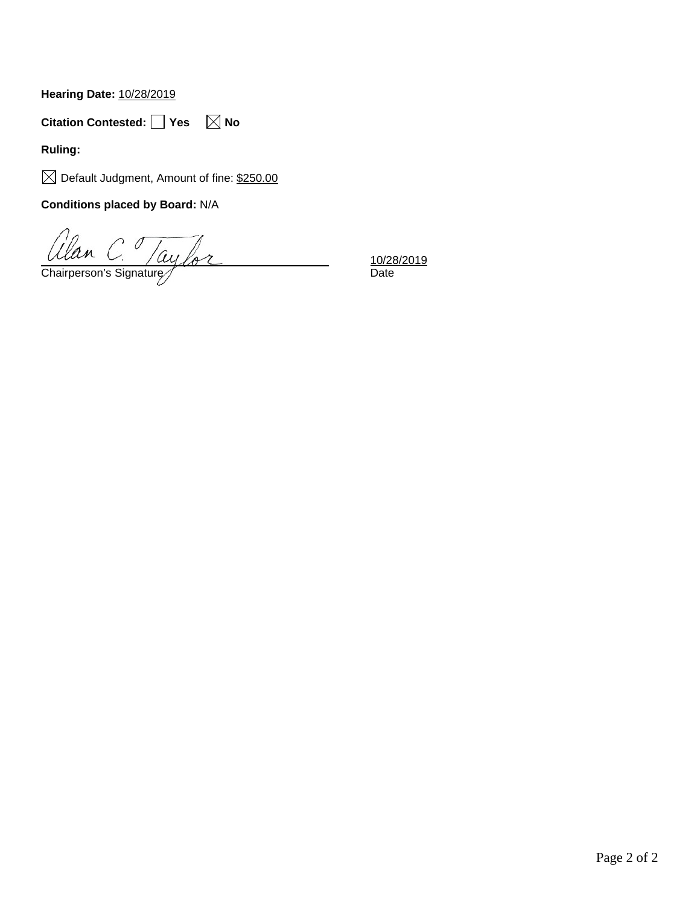**Hearing Date:** 10/28/2019

**Citation Contested:** ☐ **Yes** ☒ **No**

**Ruling:**

☒ Default Judgment, Amount of fine: $250.00

**Conditions placed by Board:** N/A

Alan C. Taylor

Chairperson's Signature

10/28/2019

Date